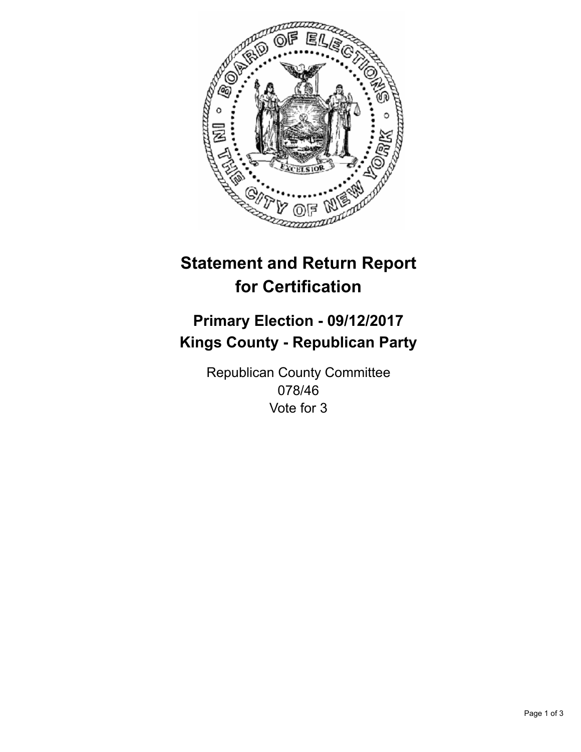# Statement and Return Report for Certification

## Primary Election - 09/12/2017
## Kings County - Republican Party

Republican County Committee
078/46
Vote for 3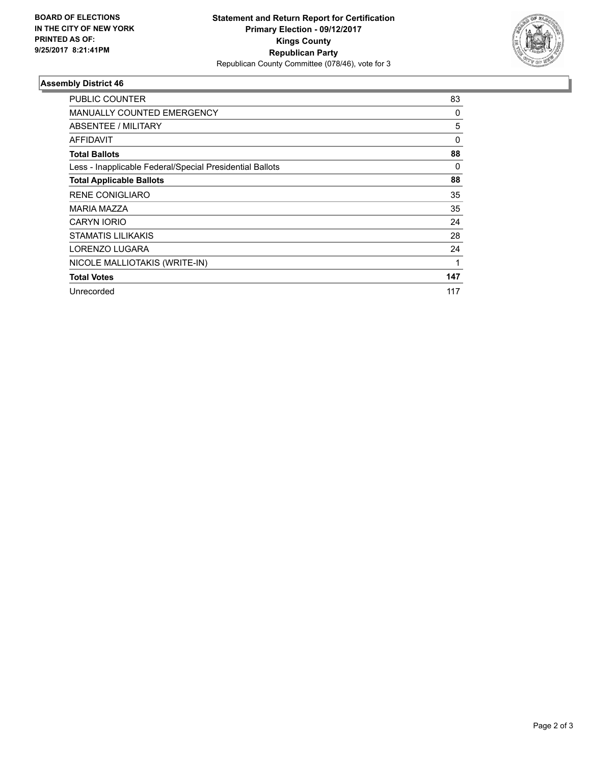**BOARD OF ELECTIONS IN THE CITY OF NEW YORK PRINTED AS OF: 9/25/2017 8:21:41PM**

**Statement and Return Report for Certification**
**Primary Election - 09/12/2017**
**Kings County**
**Republican Party**
Republican County Committee (078/46), vote for 3

### Assembly District 46

| | |
|---|---|
| PUBLIC COUNTER | 83 |
| MANUALLY COUNTED EMERGENCY | 0 |
| ABSENTEE / MILITARY | 5 |
| AFFIDAVIT | 0 |
| **Total Ballots** | **88** |
| Less - Inapplicable Federal/Special Presidential Ballots | 0 |
| **Total Applicable Ballots** | **88** |
| RENE CONIGLIARO | 35 |
| MARIA MAZZA | 35 |
| CARYN IORIO | 24 |
| STAMATIS LILIKAKIS | 28 |
| LORENZO LUGARA | 24 |
| NICOLE MALLIOTAKIS (WRITE-IN) | 1 |
| **Total Votes** | **147** |
| Unrecorded | 117 |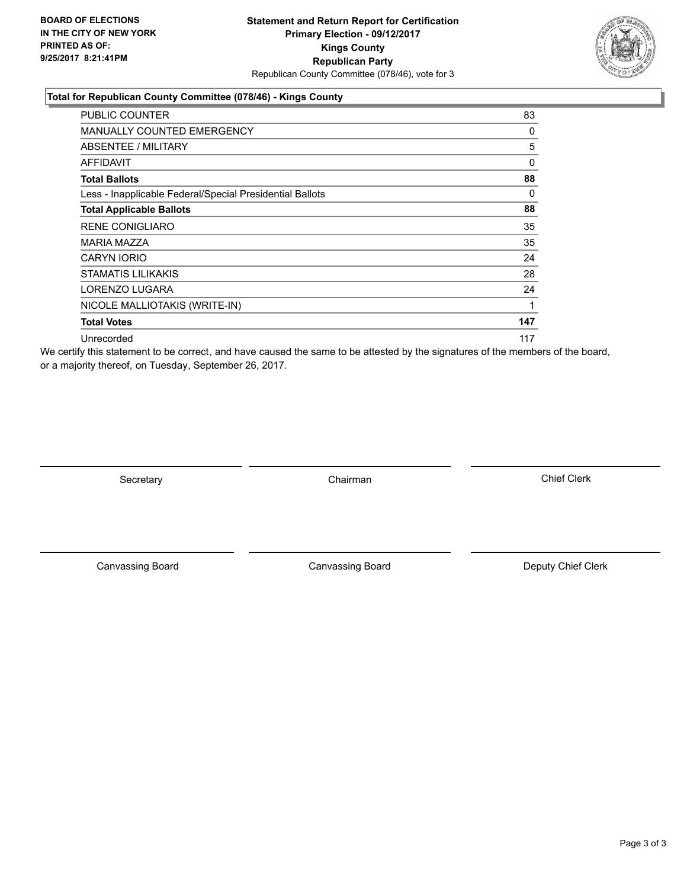**BOARD OF ELECTIONS IN THE CITY OF NEW YORK PRINTED AS OF: 9/25/2017 8:21:41PM**

**Statement and Return Report for Certification**
**Primary Election - 09/12/2017**
**Kings County**
**Republican Party**
Republican County Committee (078/46), vote for 3

### Total for Republican County Committee (078/46) - Kings County

| | |
|---|---|
| PUBLIC COUNTER | 83 |
| MANUALLY COUNTED EMERGENCY | 0 |
| ABSENTEE / MILITARY | 5 |
| AFFIDAVIT | 0 |
| **Total Ballots** | **88** |
| Less - Inapplicable Federal/Special Presidential Ballots | 0 |
| **Total Applicable Ballots** | **88** |
| RENE CONIGLIARO | 35 |
| MARIA MAZZA | 35 |
| CARYN IORIO | 24 |
| STAMATIS LILIKAKIS | 28 |
| LORENZO LUGARA | 24 |
| NICOLE MALLIOTAKIS (WRITE-IN) | 1 |
| **Total Votes** | **147** |
| Unrecorded | 117 |

We certify this statement to be correct, and have caused the same to be attested by the signatures of the members of the board, or a majority thereof, on Tuesday, September 26, 2017.

Secretary

Chairman

Chief Clerk

Canvassing Board

Canvassing Board

Deputy Chief Clerk